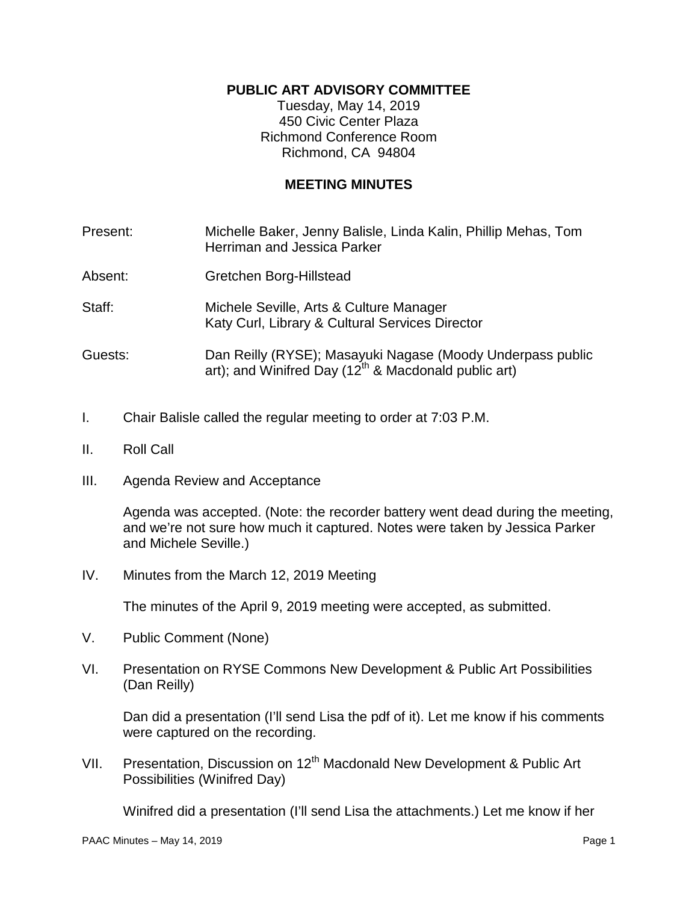**PUBLIC ART ADVISORY COMMITTEE**
Tuesday, May 14, 2019
450 Civic Center Plaza
Richmond Conference Room
Richmond, CA 94804

**MEETING MINUTES**

Present: Michelle Baker, Jenny Balisle, Linda Kalin, Phillip Mehas, Tom Herriman and Jessica Parker

Absent: Gretchen Borg-Hillstead

Staff: Michele Seville, Arts & Culture Manager
Katy Curl, Library & Cultural Services Director

Guests: Dan Reilly (RYSE); Masayuki Nagase (Moody Underpass public art); and Winifred Day (12th & Macdonald public art)

I. Chair Balisle called the regular meeting to order at 7:03 P.M.

II. Roll Call

III. Agenda Review and Acceptance

Agenda was accepted. (Note: the recorder battery went dead during the meeting, and we're not sure how much it captured. Notes were taken by Jessica Parker and Michele Seville.)

IV. Minutes from the March 12, 2019 Meeting

The minutes of the April 9, 2019 meeting were accepted, as submitted.

V. Public Comment (None)

VI. Presentation on RYSE Commons New Development & Public Art Possibilities (Dan Reilly)

Dan did a presentation (I'll send Lisa the pdf of it). Let me know if his comments were captured on the recording.

VII. Presentation, Discussion on 12th Macdonald New Development & Public Art Possibilities (Winifred Day)

Winifred did a presentation (I'll send Lisa the attachments.) Let me know if her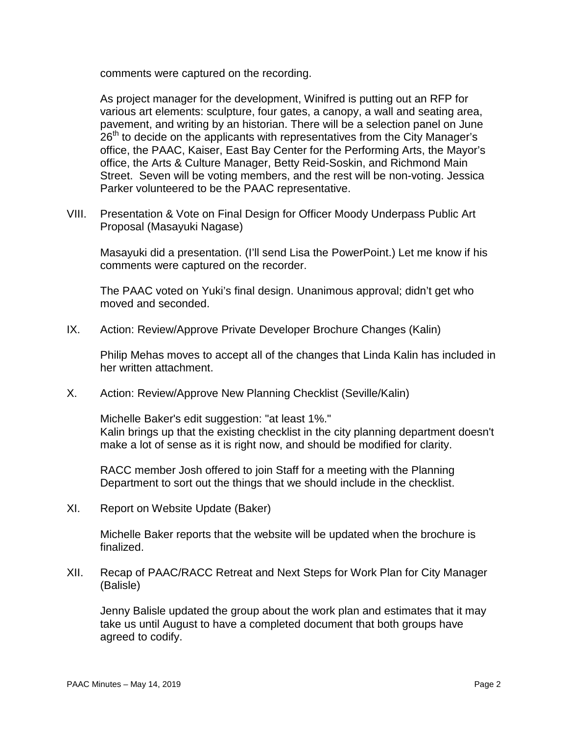comments were captured on the recording.

As project manager for the development, Winifred is putting out an RFP for various art elements: sculpture, four gates, a canopy, a wall and seating area, pavement, and writing by an historian. There will be a selection panel on June 26th to decide on the applicants with representatives from the City Manager's office, the PAAC, Kaiser, East Bay Center for the Performing Arts, the Mayor's office, the Arts & Culture Manager, Betty Reid-Soskin, and Richmond Main Street. Seven will be voting members, and the rest will be non-voting. Jessica Parker volunteered to be the PAAC representative.

VIII. Presentation & Vote on Final Design for Officer Moody Underpass Public Art Proposal (Masayuki Nagase)

Masayuki did a presentation. (I'll send Lisa the PowerPoint.) Let me know if his comments were captured on the recorder.

The PAAC voted on Yuki's final design. Unanimous approval; didn't get who moved and seconded.

IX. Action: Review/Approve Private Developer Brochure Changes (Kalin)

Philip Mehas moves to accept all of the changes that Linda Kalin has included in her written attachment.

X. Action: Review/Approve New Planning Checklist (Seville/Kalin)

Michelle Baker's edit suggestion: "at least 1%."
Kalin brings up that the existing checklist in the city planning department doesn't make a lot of sense as it is right now, and should be modified for clarity.

RACC member Josh offered to join Staff for a meeting with the Planning Department to sort out the things that we should include in the checklist.

XI. Report on Website Update (Baker)

Michelle Baker reports that the website will be updated when the brochure is finalized.

XII. Recap of PAAC/RACC Retreat and Next Steps for Work Plan for City Manager (Balisle)

Jenny Balisle updated the group about the work plan and estimates that it may take us until August to have a completed document that both groups have agreed to codify.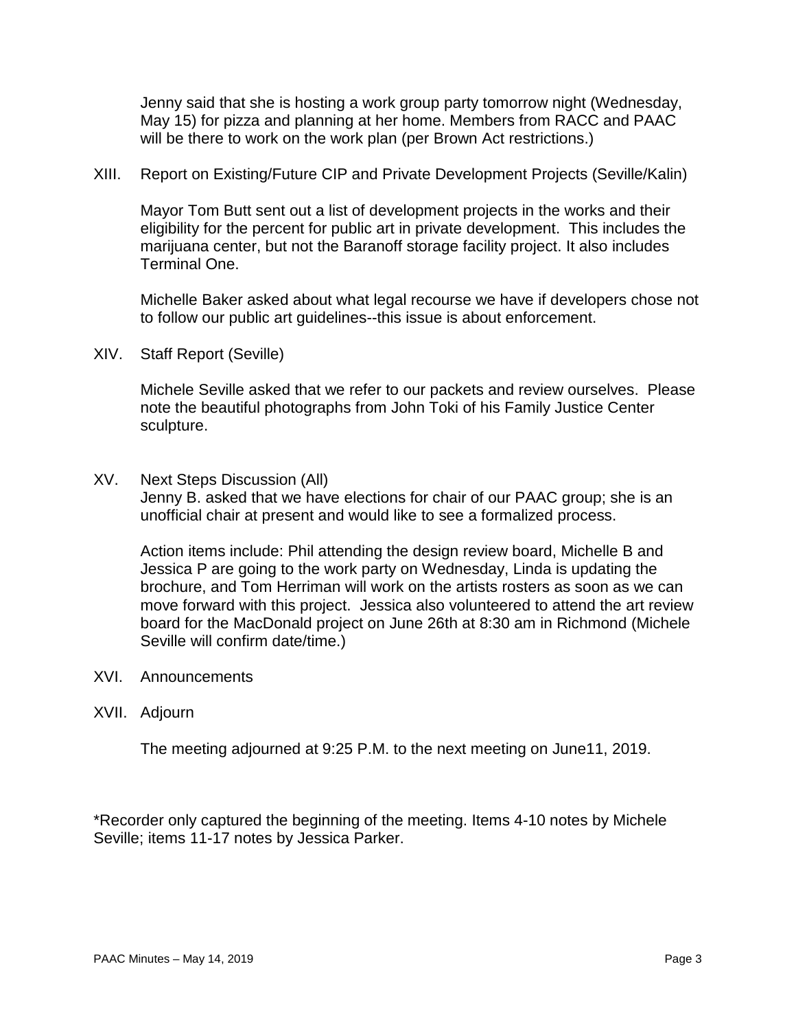Jenny said that she is hosting a work group party tomorrow night (Wednesday, May 15) for pizza and planning at her home. Members from RACC and PAAC will be there to work on the work plan (per Brown Act restrictions.)

XIII. Report on Existing/Future CIP and Private Development Projects (Seville/Kalin)

Mayor Tom Butt sent out a list of development projects in the works and their eligibility for the percent for public art in private development. This includes the marijuana center, but not the Baranoff storage facility project. It also includes Terminal One.

Michelle Baker asked about what legal recourse we have if developers chose not to follow our public art guidelines--this issue is about enforcement.

XIV. Staff Report (Seville)

Michele Seville asked that we refer to our packets and review ourselves. Please note the beautiful photographs from John Toki of his Family Justice Center sculpture.

XV. Next Steps Discussion (All)

Jenny B. asked that we have elections for chair of our PAAC group; she is an unofficial chair at present and would like to see a formalized process.

Action items include: Phil attending the design review board, Michelle B and Jessica P are going to the work party on Wednesday, Linda is updating the brochure, and Tom Herriman will work on the artists rosters as soon as we can move forward with this project. Jessica also volunteered to attend the art review board for the MacDonald project on June 26th at 8:30 am in Richmond (Michele Seville will confirm date/time.)

XVI. Announcements

XVII. Adjourn

The meeting adjourned at 9:25 P.M. to the next meeting on June11, 2019.

*Recorder only captured the beginning of the meeting. Items 4-10 notes by Michele Seville; items 11-17 notes by Jessica Parker.